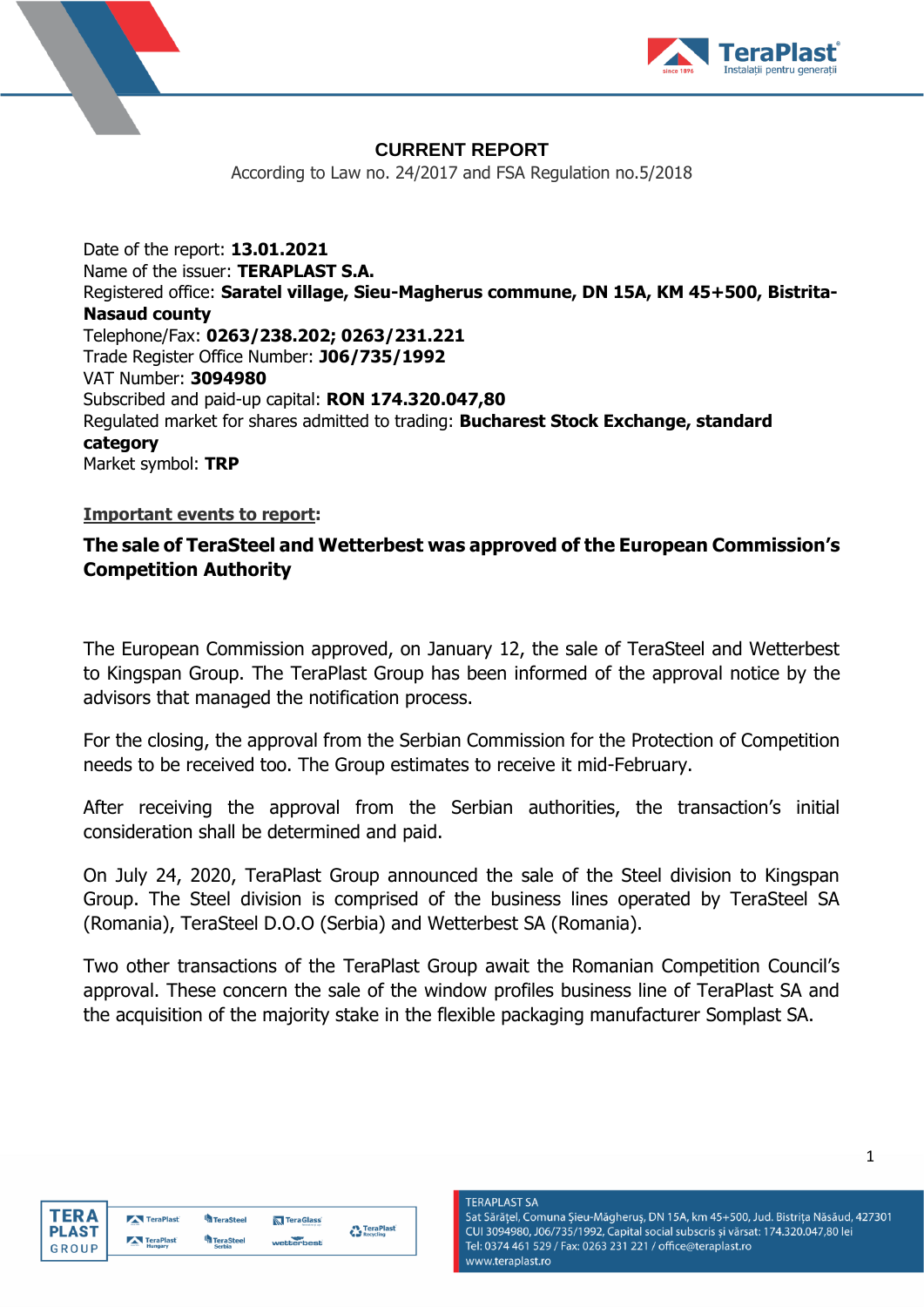# CURRENT REPORT

According to Law no. 24/2017 and FSA Regulation no.5/2018

Date of the report: **13.01.2021**
Name of the issuer: **TERAPLAST S.A.**
Registered office: **Saratel village, Sieu-Magherus commune, DN 15A, KM 45+500, Bistrita-Nasaud county**
Telephone/Fax: **0263/238.202; 0263/231.221**
Trade Register Office Number: **J06/735/1992**
VAT Number: **3094980**
Subscribed and paid-up capital: **RON 174.320.047,80**
Regulated market for shares admitted to trading: **Bucharest Stock Exchange, standard category**
Market symbol: **TRP**

**Important events to report**:

**The sale of TeraSteel and Wetterbest was approved of the European Commission's Competition Authority**

The European Commission approved, on January 12, the sale of TeraSteel and Wetterbest to Kingspan Group. The TeraPlast Group has been informed of the approval notice by the advisors that managed the notification process.

For the closing, the approval from the Serbian Commission for the Protection of Competition needs to be received too. The Group estimates to receive it mid-February.

After receiving the approval from the Serbian authorities, the transaction's initial consideration shall be determined and paid.

On July 24, 2020, TeraPlast Group announced the sale of the Steel division to Kingspan Group. The Steel division is comprised of the business lines operated by TeraSteel SA (Romania), TeraSteel D.O.O (Serbia) and Wetterbest SA (Romania).

Two other transactions of the TeraPlast Group await the Romanian Competition Council's approval. These concern the sale of the window profiles business line of TeraPlast SA and the acquisition of the majority stake in the flexible packaging manufacturer Somplast SA.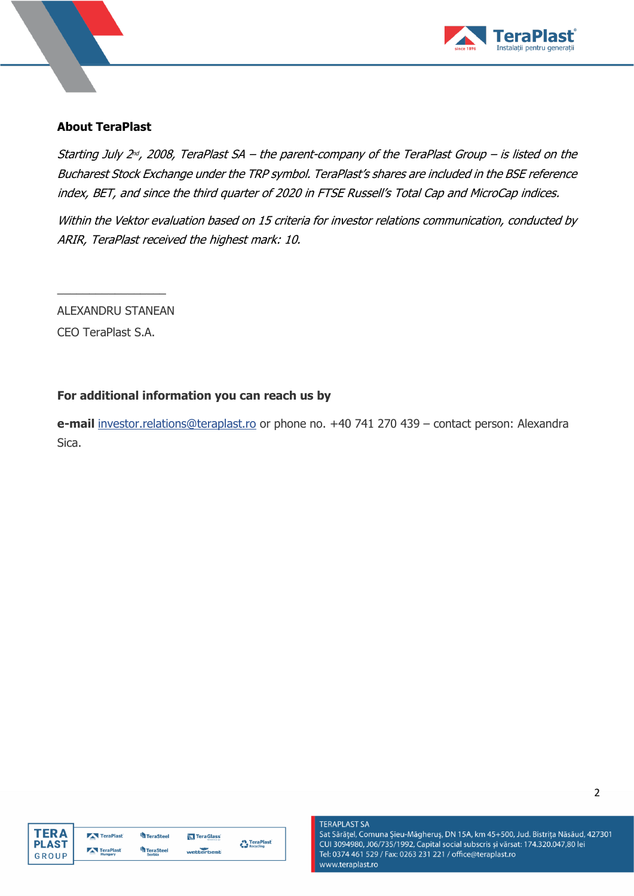**About TeraPlast**

*Starting July 2nd, 2008, TeraPlast SA – the parent-company of the TeraPlast Group – is listed on the Bucharest Stock Exchange under the TRP symbol. TeraPlast's shares are included in the BSE reference index, BET, and since the third quarter of 2020 in FTSE Russell's Total Cap and MicroCap indices.*

*Within the Vektor evaluation based on 15 criteria for investor relations communication, conducted by ARIR, TeraPlast received the highest mark: 10.*

\_\_\_\_\_\_\_\_\_\_\_\_\_\_\_\_\_\_\_

ALEXANDRU STANEAN

CEO TeraPlast S.A.

**For additional information you can reach us by**

**e-mail** investor.relations@teraplast.ro or phone no. +40 741 270 439 – contact person: Alexandra Sica.